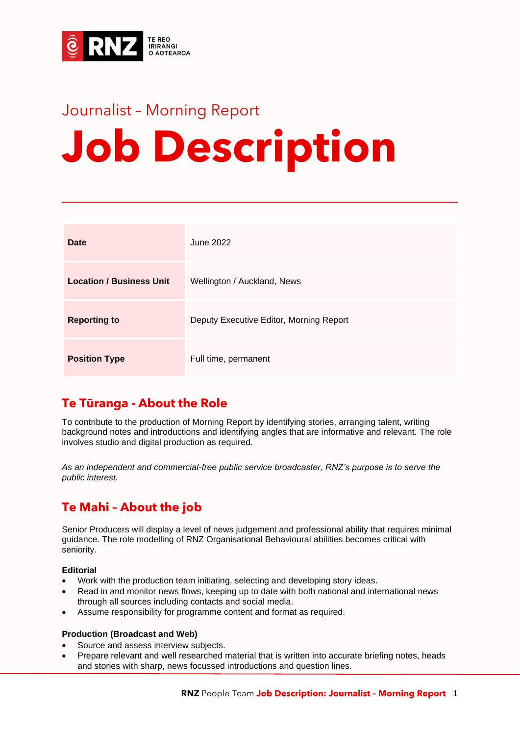Journalist – Morning Report

# Job Description

| Date | June 2022 |
| --- | --- |
| Location / Business Unit | Wellington / Auckland, News |
| Reporting to | Deputy Executive Editor, Morning Report |
| Position Type | Full time, permanent |

## Te Tūranga - About the Role

To contribute to the production of Morning Report by identifying stories, arranging talent, writing background notes and introductions and identifying angles that are informative and relevant. The role involves studio and digital production as required.

*As an independent and commercial-free public service broadcaster, RNZ's purpose is to serve the public interest.*

## Te Mahi – About the job

Senior Producers will display a level of news judgement and professional ability that requires minimal guidance. The role modelling of RNZ Organisational Behavioural abilities becomes critical with seniority.

**Editorial**

- Work with the production team initiating, selecting and developing story ideas.
- Read in and monitor news flows, keeping up to date with both national and international news through all sources including contacts and social media.
- Assume responsibility for programme content and format as required.

**Production (Broadcast and Web)**

- Source and assess interview subjects.
- Prepare relevant and well researched material that is written into accurate briefing notes, heads and stories with sharp, news focussed introductions and question lines.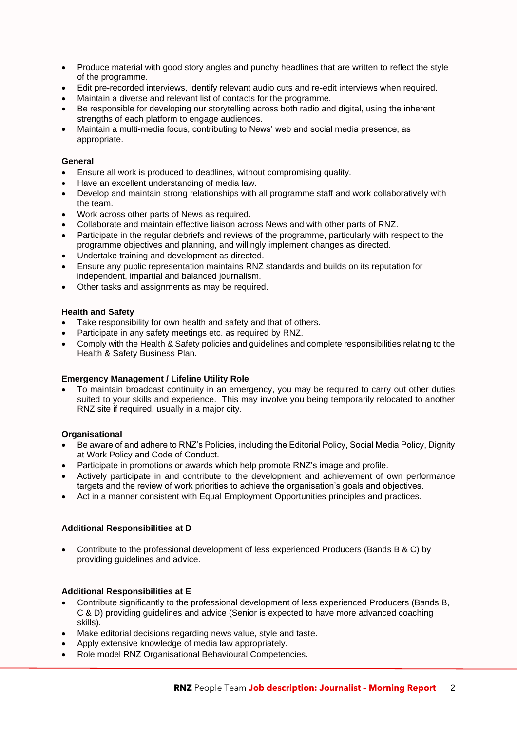- Produce material with good story angles and punchy headlines that are written to reflect the style of the programme.
- Edit pre-recorded interviews, identify relevant audio cuts and re-edit interviews when required.
- Maintain a diverse and relevant list of contacts for the programme.
- Be responsible for developing our storytelling across both radio and digital, using the inherent strengths of each platform to engage audiences.
- Maintain a multi-media focus, contributing to News' web and social media presence, as appropriate.

**General**

- Ensure all work is produced to deadlines, without compromising quality.
- Have an excellent understanding of media law.
- Develop and maintain strong relationships with all programme staff and work collaboratively with the team.
- Work across other parts of News as required.
- Collaborate and maintain effective liaison across News and with other parts of RNZ.
- Participate in the regular debriefs and reviews of the programme, particularly with respect to the programme objectives and planning, and willingly implement changes as directed.
- Undertake training and development as directed.
- Ensure any public representation maintains RNZ standards and builds on its reputation for independent, impartial and balanced journalism.
- Other tasks and assignments as may be required.

**Health and Safety**

- Take responsibility for own health and safety and that of others.
- Participate in any safety meetings etc. as required by RNZ.
- Comply with the Health & Safety policies and guidelines and complete responsibilities relating to the Health & Safety Business Plan.

**Emergency Management / Lifeline Utility Role**

- To maintain broadcast continuity in an emergency, you may be required to carry out other duties suited to your skills and experience. This may involve you being temporarily relocated to another RNZ site if required, usually in a major city.

**Organisational**

- Be aware of and adhere to RNZ's Policies, including the Editorial Policy, Social Media Policy, Dignity at Work Policy and Code of Conduct.
- Participate in promotions or awards which help promote RNZ's image and profile.
- Actively participate in and contribute to the development and achievement of own performance targets and the review of work priorities to achieve the organisation's goals and objectives.
- Act in a manner consistent with Equal Employment Opportunities principles and practices.

**Additional Responsibilities at D**

- Contribute to the professional development of less experienced Producers (Bands B & C) by providing guidelines and advice.

**Additional Responsibilities at E**

- Contribute significantly to the professional development of less experienced Producers (Bands B, C & D) providing guidelines and advice (Senior is expected to have more advanced coaching skills).
- Make editorial decisions regarding news value, style and taste.
- Apply extensive knowledge of media law appropriately.
- Role model RNZ Organisational Behavioural Competencies.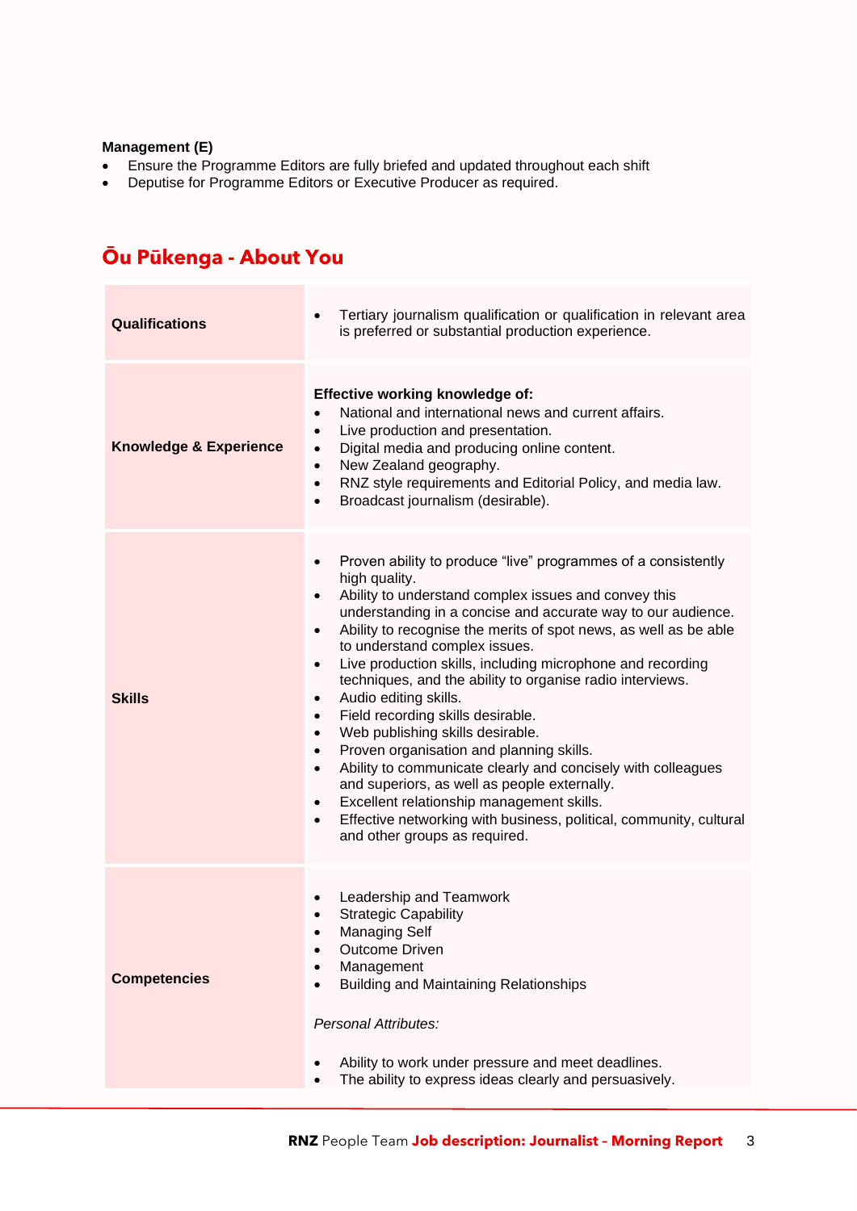**Management (E)**

- Ensure the Programme Editors are fully briefed and updated throughout each shift
- Deputise for Programme Editors or Executive Producer as required.

## Ōu Pūkenga - About You

| | |
|---|---|
| **Qualifications** | • Tertiary journalism qualification or qualification in relevant area is preferred or substantial production experience. |
| **Knowledge & Experience** | **Effective working knowledge of:**<br>• National and international news and current affairs.<br>• Live production and presentation.<br>• Digital media and producing online content.<br>• New Zealand geography.<br>• RNZ style requirements and Editorial Policy, and media law.<br>• Broadcast journalism (desirable). |
| **Skills** | • Proven ability to produce "live" programmes of a consistently high quality.<br>• Ability to understand complex issues and convey this understanding in a concise and accurate way to our audience.<br>• Ability to recognise the merits of spot news, as well as be able to understand complex issues.<br>• Live production skills, including microphone and recording techniques, and the ability to organise radio interviews.<br>• Audio editing skills.<br>• Field recording skills desirable.<br>• Web publishing skills desirable.<br>• Proven organisation and planning skills.<br>• Ability to communicate clearly and concisely with colleagues and superiors, as well as people externally.<br>• Excellent relationship management skills.<br>• Effective networking with business, political, community, cultural and other groups as required. |
| **Competencies** | • Leadership and Teamwork<br>• Strategic Capability<br>• Managing Self<br>• Outcome Driven<br>• Management<br>• Building and Maintaining Relationships<br><br>*Personal Attributes:*<br><br>• Ability to work under pressure and meet deadlines.<br>• The ability to express ideas clearly and persuasively. |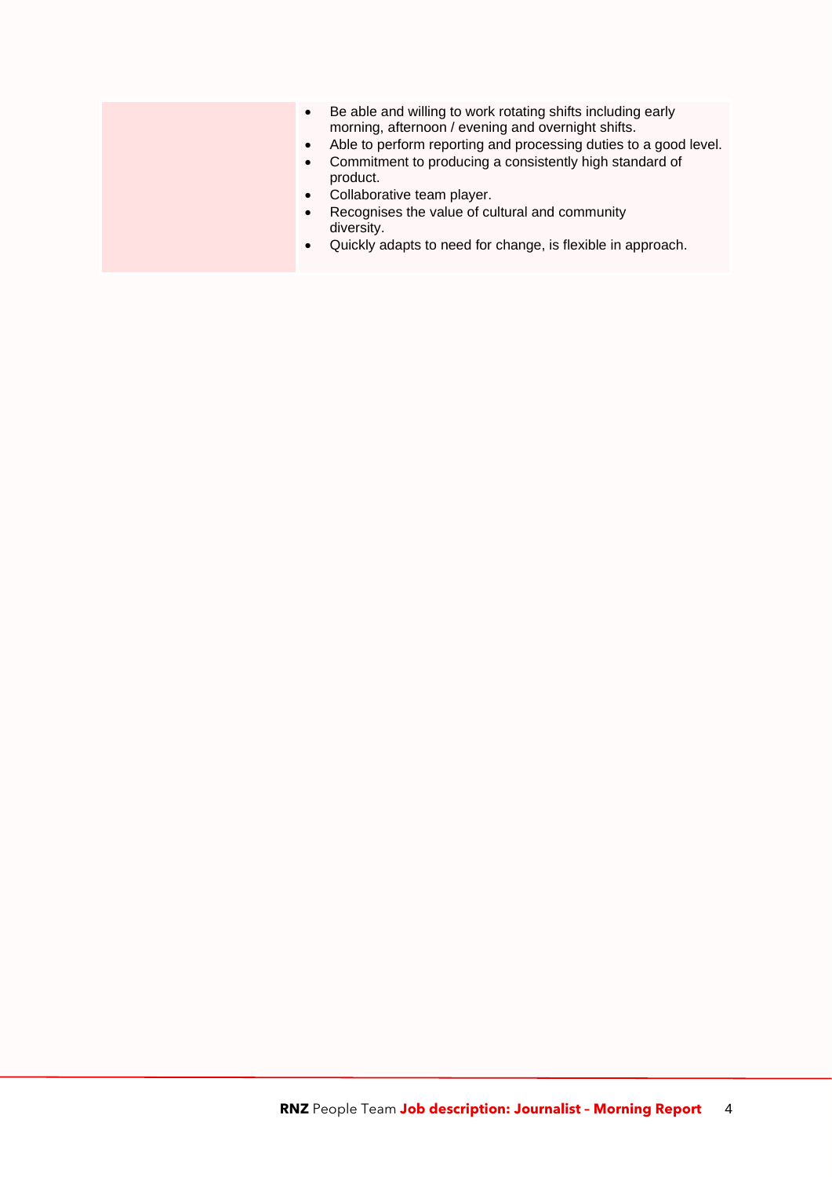| | |
|---|---|
| | • Be able and willing to work rotating shifts including early morning, afternoon / evening and overnight shifts.<br>• Able to perform reporting and processing duties to a good level.<br>• Commitment to producing a consistently high standard of product.<br>• Collaborative team player.<br>• Recognises the value of cultural and community diversity.<br>• Quickly adapts to need for change, is flexible in approach. |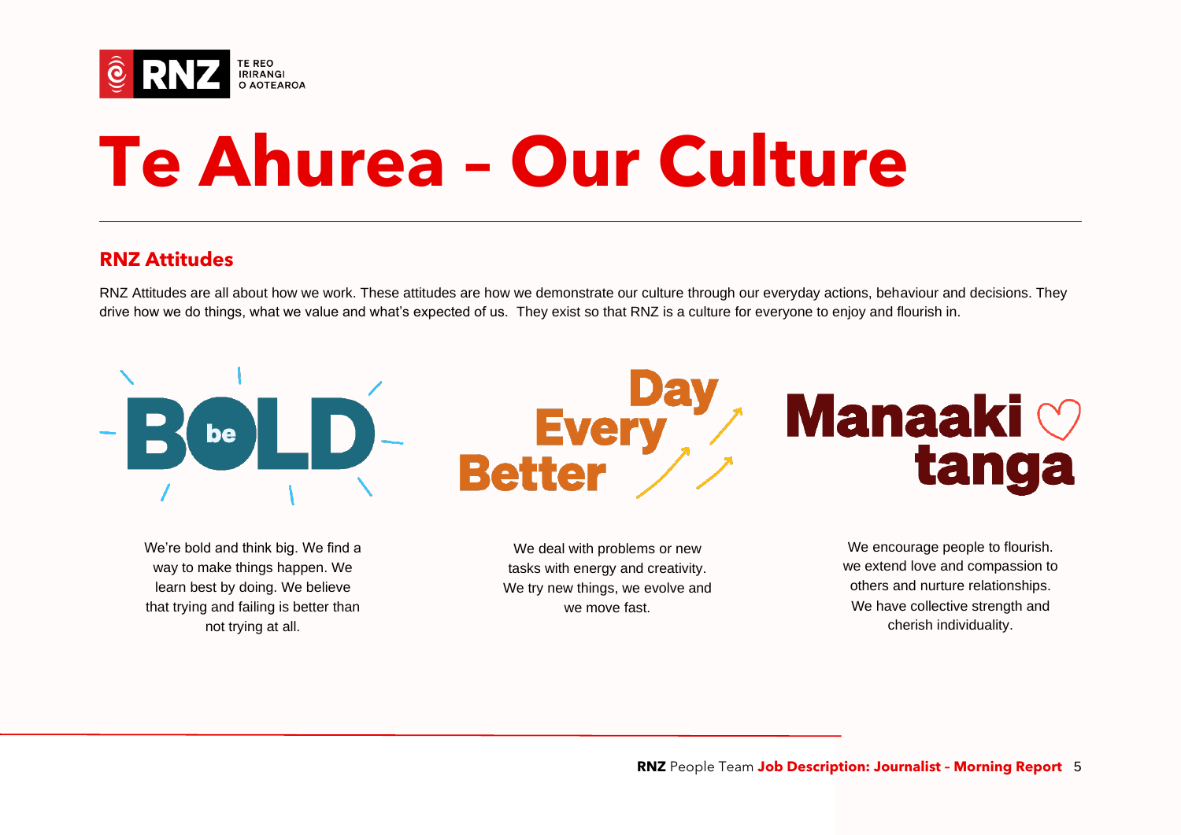# Te Ahurea – Our Culture

## RNZ Attitudes

RNZ Attitudes are all about how we work. These attitudes are how we demonstrate our culture through our everyday actions, behaviour and decisions. They drive how we do things, what we value and what's expected of us. They exist so that RNZ is a culture for everyone to enjoy and flourish in.

### be BOLD

We're bold and think big. We find a way to make things happen. We learn best by doing. We believe that trying and failing is better than not trying at all.

### Better Every Day

We deal with problems or new tasks with energy and creativity. We try new things, we evolve and we move fast.

### Manaakitanga

We encourage people to flourish. we extend love and compassion to others and nurture relationships. We have collective strength and cherish individuality.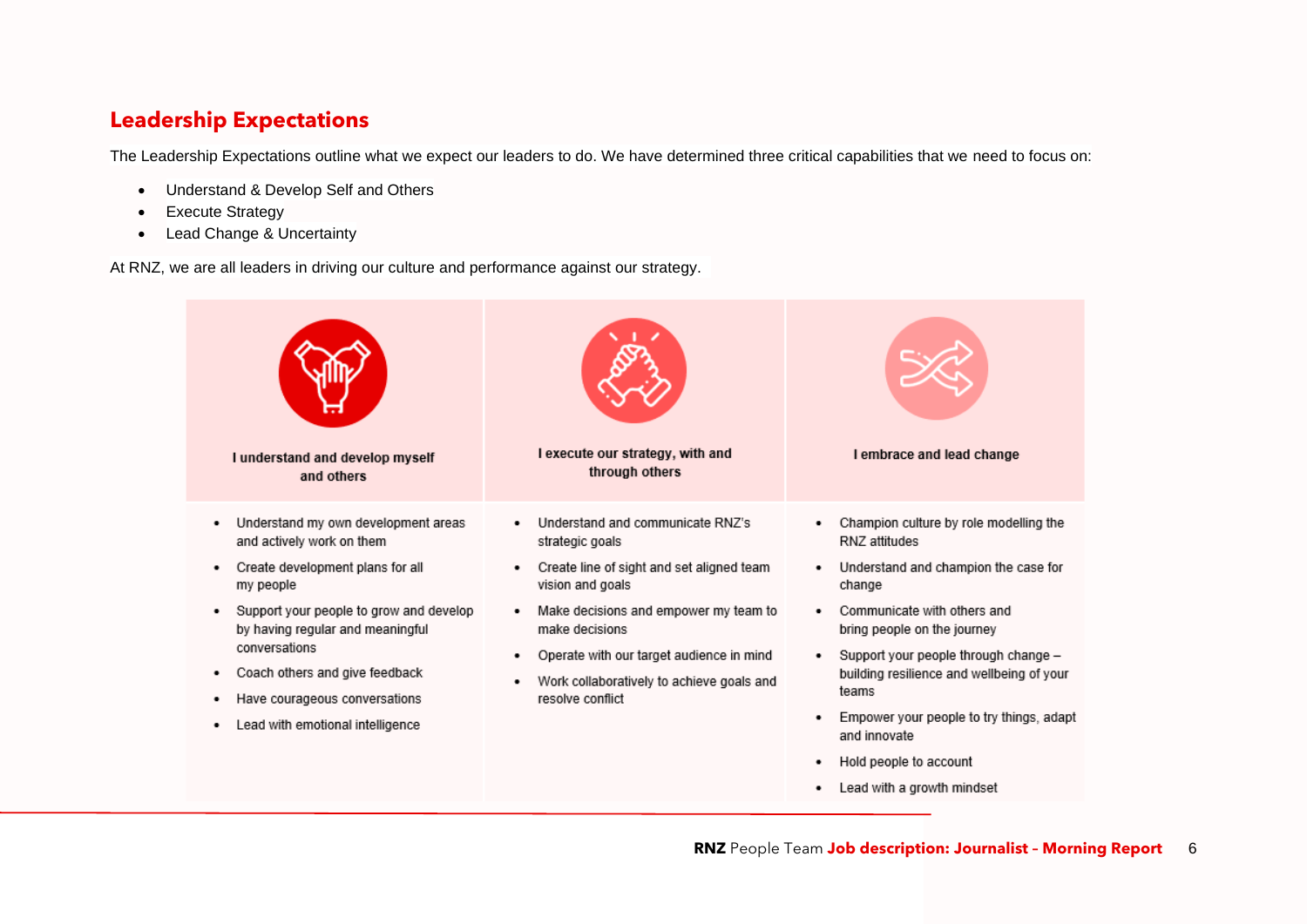## Leadership Expectations

The Leadership Expectations outline what we expect our leaders to do. We have determined three critical capabilities that we need to focus on:

- Understand & Develop Self and Others
- Execute Strategy
- Lead Change & Uncertainty

At RNZ, we are all leaders in driving our culture and performance against our strategy.

| I understand and develop myself and others | I execute our strategy, with and through others | I embrace and lead change |
|---|---|---|
| • Understand my own development areas and actively work on them<br>• Create development plans for all my people<br>• Support your people to grow and develop by having regular and meaningful conversations<br>• Coach others and give feedback<br>• Have courageous conversations<br>• Lead with emotional intelligence | • Understand and communicate RNZ's strategic goals<br>• Create line of sight and set aligned team vision and goals<br>• Make decisions and empower my team to make decisions<br>• Operate with our target audience in mind<br>• Work collaboratively to achieve goals and resolve conflict | • Champion culture by role modelling the RNZ attitudes<br>• Understand and champion the case for change<br>• Communicate with others and bring people on the journey<br>• Support your people through change – building resilience and wellbeing of your teams<br>• Empower your people to try things, adapt and innovate<br>• Hold people to account<br>• Lead with a growth mindset |